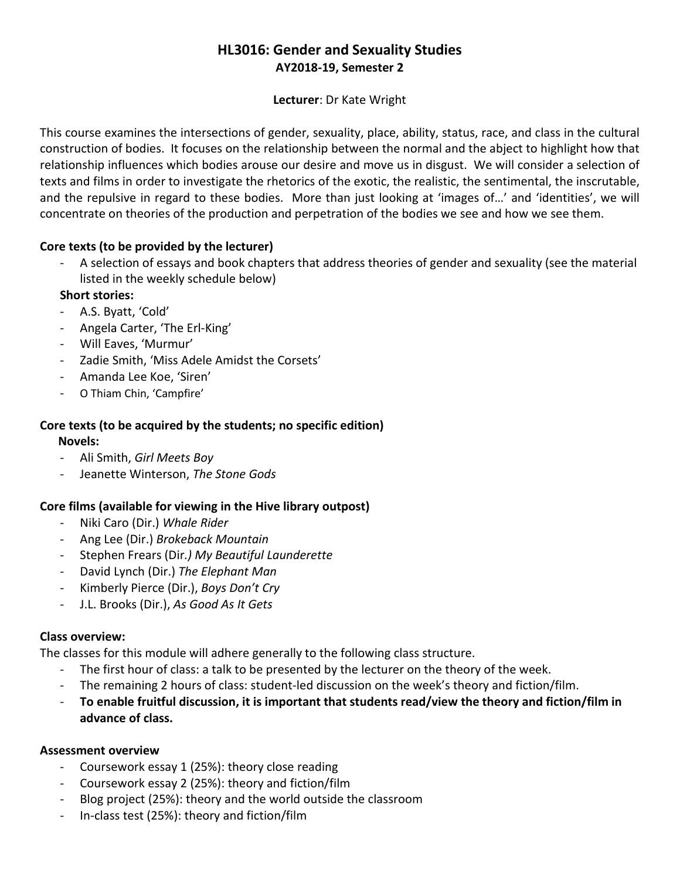# HL3016: Gender and Sexuality Studies

**AY2018-19, Semester 2**

**Lecturer**: Dr Kate Wright

This course examines the intersections of gender, sexuality, place, ability, status, race, and class in the cultural construction of bodies. It focuses on the relationship between the normal and the abject to highlight how that relationship influences which bodies arouse our desire and move us in disgust. We will consider a selection of texts and films in order to investigate the rhetorics of the exotic, the realistic, the sentimental, the inscrutable, and the repulsive in regard to these bodies. More than just looking at 'images of…' and 'identities', we will concentrate on theories of the production and perpetration of the bodies we see and how we see them.

**Core texts (to be provided by the lecturer)**

- A selection of essays and book chapters that address theories of gender and sexuality (see the material listed in the weekly schedule below)

**Short stories:**

- A.S. Byatt, 'Cold'
- Angela Carter, 'The Erl-King'
- Will Eaves, 'Murmur'
- Zadie Smith, 'Miss Adele Amidst the Corsets'
- Amanda Lee Koe, 'Siren'
- O Thiam Chin, 'Campfire'

**Core texts (to be acquired by the students; no specific edition)**

**Novels:**

- Ali Smith, *Girl Meets Boy*
- Jeanette Winterson, *The Stone Gods*

**Core films (available for viewing in the Hive library outpost)**

- Niki Caro (Dir.) *Whale Rider*
- Ang Lee (Dir.) *Brokeback Mountain*
- Stephen Frears (Dir.) *My Beautiful Launderette*
- David Lynch (Dir.) *The Elephant Man*
- Kimberly Pierce (Dir.), *Boys Don't Cry*
- J.L. Brooks (Dir.), *As Good As It Gets*

**Class overview:**

The classes for this module will adhere generally to the following class structure.

- The first hour of class: a talk to be presented by the lecturer on the theory of the week.
- The remaining 2 hours of class: student-led discussion on the week's theory and fiction/film.
- **To enable fruitful discussion, it is important that students read/view the theory and fiction/film in advance of class.**

**Assessment overview**

- Coursework essay 1 (25%): theory close reading
- Coursework essay 2 (25%): theory and fiction/film
- Blog project (25%): theory and the world outside the classroom
- In-class test (25%): theory and fiction/film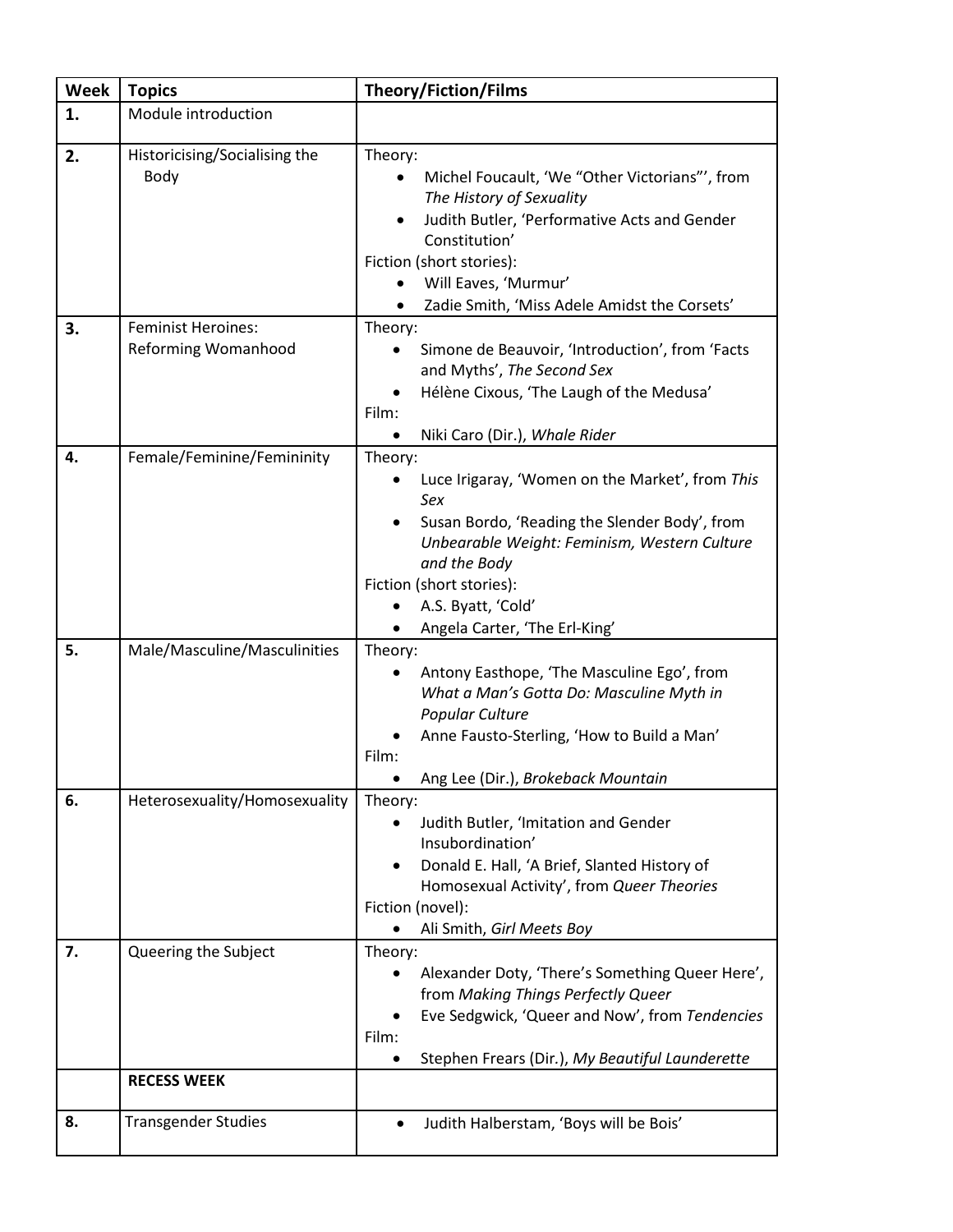| Week | Topics | Theory/Fiction/Films |
| --- | --- | --- |
| 1. | Module introduction | |
| 2. | Historicising/Socialising the Body | Theory:<br>• Michel Foucault, 'We "Other Victorians"', from *The History of Sexuality*<br>• Judith Butler, 'Performative Acts and Gender Constitution'<br>Fiction (short stories):<br>• Will Eaves, 'Murmur'<br>• Zadie Smith, 'Miss Adele Amidst the Corsets' |
| 3. | Feminist Heroines: Reforming Womanhood | Theory:<br>• Simone de Beauvoir, 'Introduction', from 'Facts and Myths', *The Second Sex*<br>• Hélène Cixous, 'The Laugh of the Medusa'<br>Film:<br>• Niki Caro (Dir.), *Whale Rider* |
| 4. | Female/Feminine/Femininity | Theory:<br>• Luce Irigaray, 'Women on the Market', from *This Sex*<br>• Susan Bordo, 'Reading the Slender Body', from *Unbearable Weight: Feminism, Western Culture and the Body*<br>Fiction (short stories):<br>• A.S. Byatt, 'Cold'<br>• Angela Carter, 'The Erl-King' |
| 5. | Male/Masculine/Masculinities | Theory:<br>• Antony Easthope, 'The Masculine Ego', from *What a Man's Gotta Do: Masculine Myth in Popular Culture*<br>• Anne Fausto-Sterling, 'How to Build a Man'<br>Film:<br>• Ang Lee (Dir.), *Brokeback Mountain* |
| 6. | Heterosexuality/Homosexuality | Theory:<br>• Judith Butler, 'Imitation and Gender Insubordination'<br>• Donald E. Hall, 'A Brief, Slanted History of Homosexual Activity', from *Queer Theories*<br>Fiction (novel):<br>• Ali Smith, *Girl Meets Boy* |
| 7. | Queering the Subject | Theory:<br>• Alexander Doty, 'There's Something Queer Here', from *Making Things Perfectly Queer*<br>• Eve Sedgwick, 'Queer and Now', from *Tendencies*<br>Film:<br>• Stephen Frears (Dir.), *My Beautiful Launderette* |
| | **RECESS WEEK** | |
| 8. | Transgender Studies | • Judith Halberstam, 'Boys will be Bois' |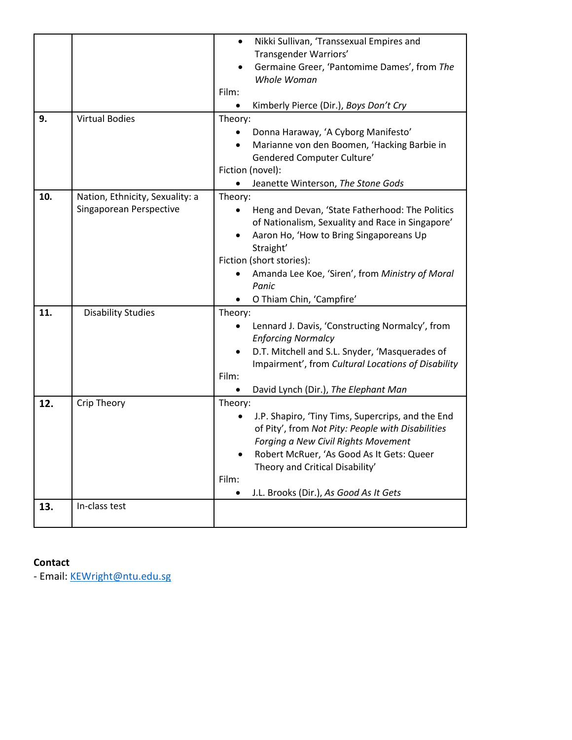| | | |
|---|---|---|
| | | • Nikki Sullivan, 'Transsexual Empires and Transgender Warriors'<br>• Germaine Greer, 'Pantomime Dames', from *The Whole Woman*<br>Film:<br>• Kimberly Pierce (Dir.), *Boys Don't Cry* |
| **9.** | Virtual Bodies | Theory:<br>• Donna Haraway, 'A Cyborg Manifesto'<br>• Marianne von den Boomen, 'Hacking Barbie in Gendered Computer Culture'<br>Fiction (novel):<br>• Jeanette Winterson, *The Stone Gods* |
| **10.** | Nation, Ethnicity, Sexuality: a Singaporean Perspective | Theory:<br>• Heng and Devan, 'State Fatherhood: The Politics of Nationalism, Sexuality and Race in Singapore'<br>• Aaron Ho, 'How to Bring Singaporeans Up Straight'<br>Fiction (short stories):<br>• Amanda Lee Koe, 'Siren', from *Ministry of Moral Panic*<br>• O Thiam Chin, 'Campfire' |
| **11.** | Disability Studies | Theory:<br>• Lennard J. Davis, 'Constructing Normalcy', from *Enforcing Normalcy*<br>• D.T. Mitchell and S.L. Snyder, 'Masquerades of Impairment', from *Cultural Locations of Disability*<br>Film:<br>• David Lynch (Dir.), *The Elephant Man* |
| **12.** | Crip Theory | Theory:<br>• J.P. Shapiro, 'Tiny Tims, Supercrips, and the End of Pity', from *Not Pity: People with Disabilities Forging a New Civil Rights Movement*<br>• Robert McRuer, 'As Good As It Gets: Queer Theory and Critical Disability'<br>Film:<br>• J.L. Brooks (Dir.), *As Good As It Gets* |
| **13.** | In-class test | |

**Contact**

- Email: KEWright@ntu.edu.sg